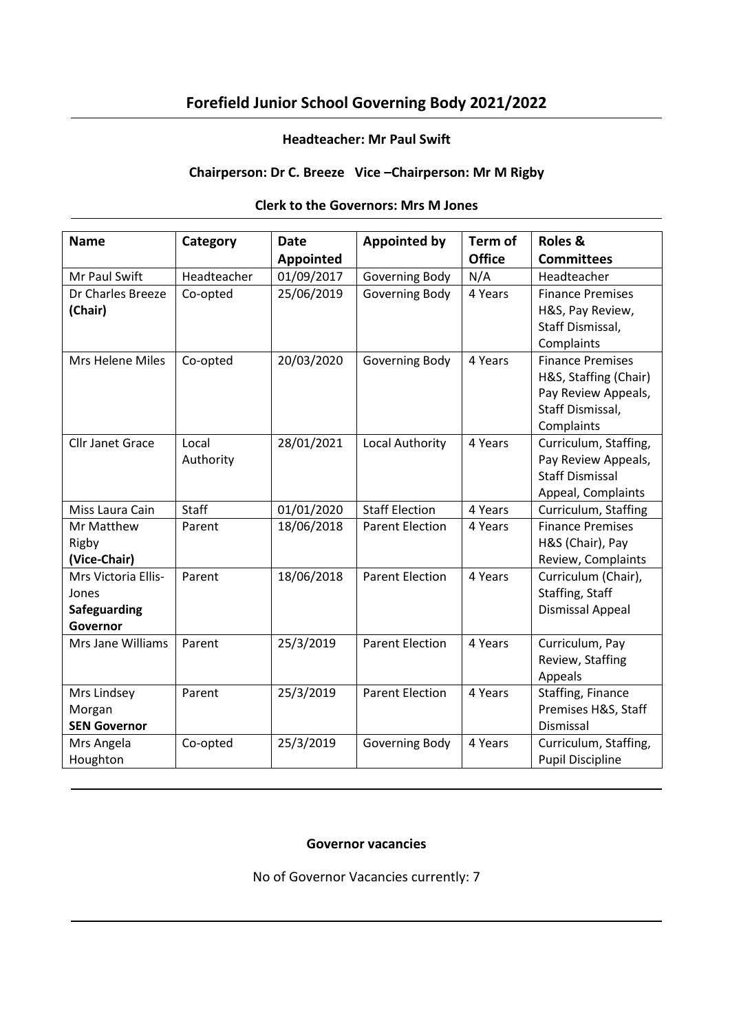# Forefield Junior School Governing Body 2021/2022

**Headteacher: Mr Paul Swift**

**Chairperson: Dr C. Breeze   Vice –Chairperson: Mr M Rigby**

**Clerk to the Governors: Mrs M Jones**

| Name | Category | Date Appointed | Appointed by | Term of Office | Roles & Committees |
|---|---|---|---|---|---|
| Mr Paul Swift | Headteacher | 01/09/2017 | Governing Body | N/A | Headteacher |
| Dr Charles Breeze **(Chair)** | Co-opted | 25/06/2019 | Governing Body | 4 Years | Finance Premises H&S, Pay Review, Staff Dismissal, Complaints |
| Mrs Helene Miles | Co-opted | 20/03/2020 | Governing Body | 4 Years | Finance Premises H&S, Staffing (Chair) Pay Review Appeals, Staff Dismissal, Complaints |
| Cllr Janet Grace | Local Authority | 28/01/2021 | Local Authority | 4 Years | Curriculum, Staffing, Pay Review Appeals, Staff Dismissal Appeal, Complaints |
| Miss Laura Cain | Staff | 01/01/2020 | Staff Election | 4 Years | Curriculum, Staffing |
| Mr Matthew Rigby **(Vice-Chair)** | Parent | 18/06/2018 | Parent Election | 4 Years | Finance Premises H&S (Chair), Pay Review, Complaints |
| Mrs Victoria Ellis-Jones **Safeguarding Governor** | Parent | 18/06/2018 | Parent Election | 4 Years | Curriculum (Chair), Staffing, Staff Dismissal Appeal |
| Mrs Jane Williams | Parent | 25/3/2019 | Parent Election | 4 Years | Curriculum, Pay Review, Staffing Appeals |
| Mrs Lindsey Morgan **SEN Governor** | Parent | 25/3/2019 | Parent Election | 4 Years | Staffing, Finance Premises H&S, Staff Dismissal |
| Mrs Angela Houghton | Co-opted | 25/3/2019 | Governing Body | 4 Years | Curriculum, Staffing, Pupil Discipline |

**Governor vacancies**

No of Governor Vacancies currently: 7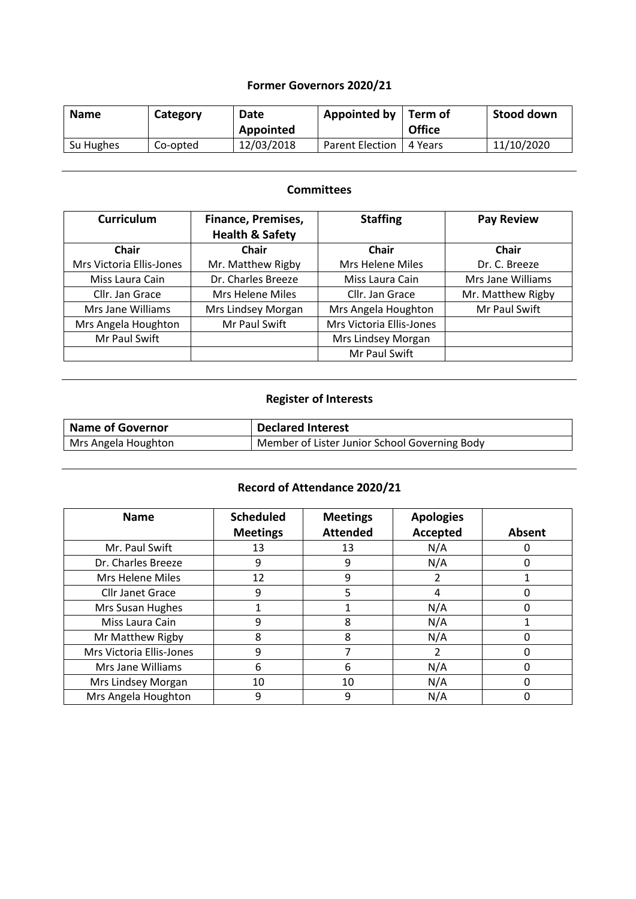## Former Governors 2020/21

| Name | Category | Date Appointed | Appointed by | Term of Office | Stood down |
|---|---|---|---|---|---|
| Su Hughes | Co-opted | 12/03/2018 | Parent Election | 4 Years | 11/10/2020 |

---

## Committees

| Curriculum | Finance, Premises, Health & Safety | Staffing | Pay Review |
|---|---|---|---|
| **Chair** | **Chair** | **Chair** | **Chair** |
| Mrs Victoria Ellis-Jones | Mr. Matthew Rigby | Mrs Helene Miles | Dr. C. Breeze |
| Miss Laura Cain | Dr. Charles Breeze | Miss Laura Cain | Mrs Jane Williams |
| Cllr. Jan Grace | Mrs Helene Miles | Cllr. Jan Grace | Mr. Matthew Rigby |
| Mrs Jane Williams | Mrs Lindsey Morgan | Mrs Angela Houghton | Mr Paul Swift |
| Mrs Angela Houghton | Mr Paul Swift | Mrs Victoria Ellis-Jones | |
| Mr Paul Swift | | Mrs Lindsey Morgan | |
| | | Mr Paul Swift | |

---

## Register of Interests

| Name of Governor | Declared Interest |
|---|---|
| Mrs Angela Houghton | Member of Lister Junior School Governing Body |

---

## Record of Attendance 2020/21

| Name | Scheduled Meetings | Meetings Attended | Apologies Accepted | Absent |
|---|---|---|---|---|
| Mr. Paul Swift | 13 | 13 | N/A | 0 |
| Dr. Charles Breeze | 9 | 9 | N/A | 0 |
| Mrs Helene Miles | 12 | 9 | 2 | 1 |
| Cllr Janet Grace | 9 | 5 | 4 | 0 |
| Mrs Susan Hughes | 1 | 1 | N/A | 0 |
| Miss Laura Cain | 9 | 8 | N/A | 1 |
| Mr Matthew Rigby | 8 | 8 | N/A | 0 |
| Mrs Victoria Ellis-Jones | 9 | 7 | 2 | 0 |
| Mrs Jane Williams | 6 | 6 | N/A | 0 |
| Mrs Lindsey Morgan | 10 | 10 | N/A | 0 |
| Mrs Angela Houghton | 9 | 9 | N/A | 0 |